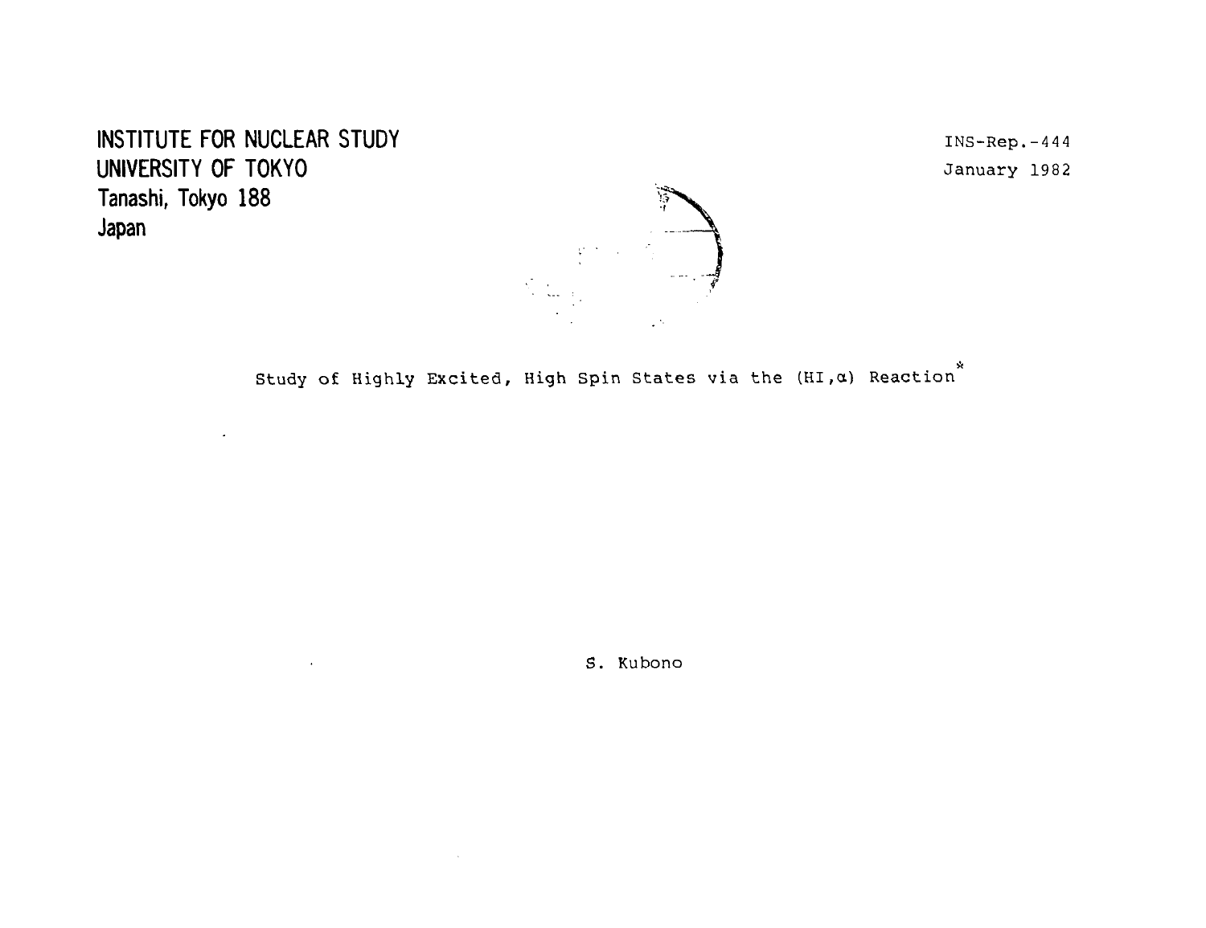INSTITUTE FOR NUCLEAR STUDY
UNIVERSITY OF TOKYO
Tanashi, Tokyo 188
Japan

INS-Rep.-444
January 1982

# Study of Highly Excited, High Spin States via the (HI,$\alpha$) Reaction*

S. Kubono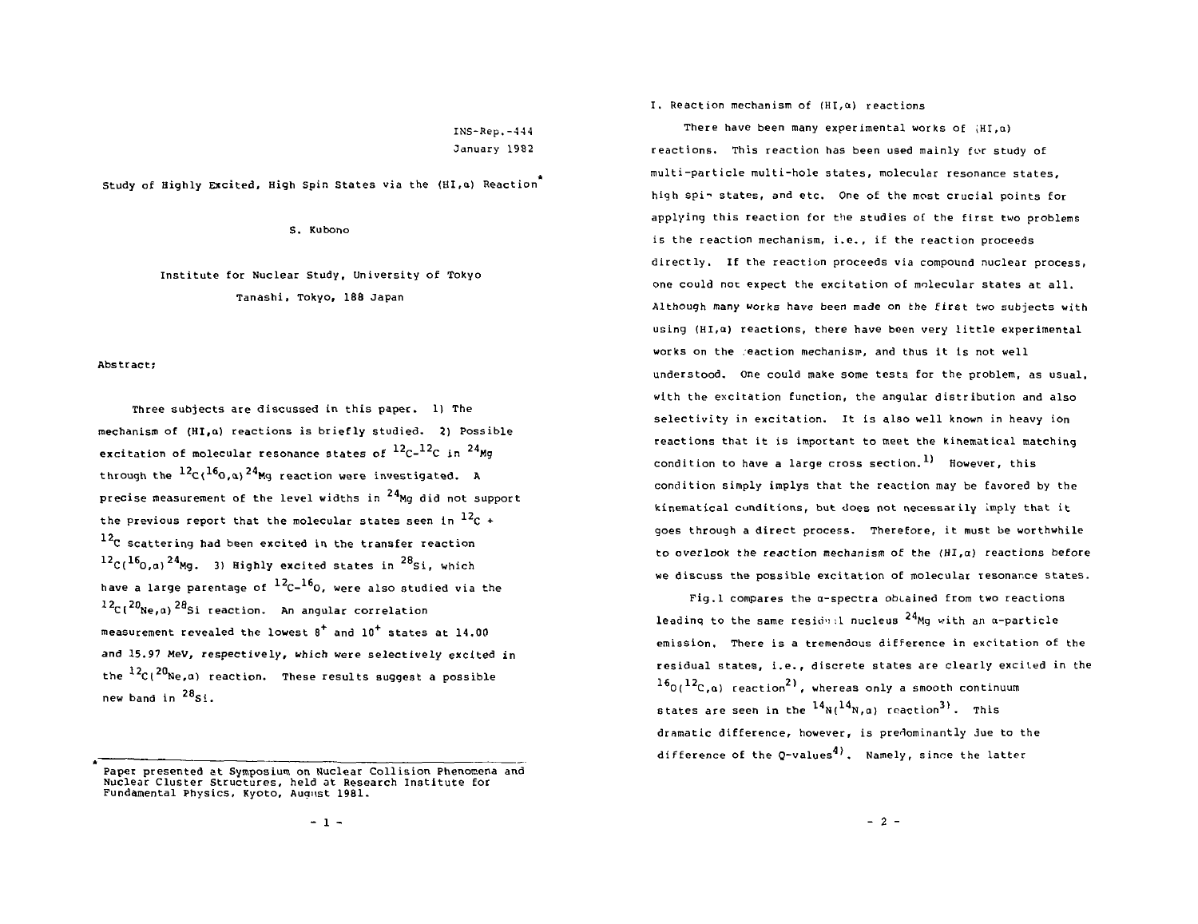INS-Rep.-444
January 1982

# Study of Highly Excited, High Spin States via the (HI,α) Reaction*

S. Kubono

Institute for Nuclear Study, University of Tokyo
Tanashi, Tokyo, 188 Japan

**Abstract;**

Three subjects are discussed in this paper. 1) The mechanism of (HI,α) reactions is briefly studied. 2) Possible excitation of molecular resonance states of $^{12}C$-$^{12}C$ in $^{24}Mg$ through the $^{12}C(^{16}O,\alpha)^{24}Mg$ reaction were investigated. A precise measurement of the level widths in $^{24}Mg$ did not support the previous report that the molecular states seen in $^{12}C$ + $^{12}C$ scattering had been excited in the transfer reaction $^{12}C(^{16}O,\alpha)^{24}Mg$. 3) Highly excited states in $^{28}Si$, which have a large parentage of $^{12}C$-$^{16}O$, were also studied via the $^{12}C(^{20}Ne,\alpha)^{28}Si$ reaction. An angular correlation measurement revealed the lowest $8^+$ and $10^+$ states at 14.00 and 15.97 MeV, respectively, which were selectively excited in the $^{12}C(^{20}Ne,\alpha)$ reaction. These results suggest a possible new band in $^{28}Si$.

\* Paper presented at Symposium on Nuclear Collision Phenomena and Nuclear Cluster Structures, held at Research Institute for Fundamental Physics, Kyoto, August 1981.

## I. Reaction mechanism of (HI,α) reactions

There have been many experimental works of (HI,α) reactions. This reaction has been used mainly for study of multi-particle multi-hole states, molecular resonance states, high spin states, and etc. One of the most crucial points for applying this reaction for the studies of the first two problems is the reaction mechanism, i.e., if the reaction proceeds directly. If the reaction proceeds via compound nuclear process, one could not expect the excitation of molecular states at all. Although many works have been made on the first two subjects with using (HI,α) reactions, there have been very little experimental works on the reaction mechanism, and thus it is not well understood. One could make some tests for the problem, as usual, with the excitation function, the angular distribution and also selectivity in excitation. It is also well known in heavy ion reactions that it is important to meet the kinematical matching condition to have a large cross section.[1] However, this condition simply implys that the reaction may be favored by the kinematical conditions, but does not necessarily imply that it goes through a direct process. Therefore, it must be worthwhile to overlook the reaction mechanism of the (HI,α) reactions before we discuss the possible excitation of molecular resonance states.

Fig.1 compares the α-spectra obtained from two reactions leading to the same residual nucleus $^{24}Mg$ with an α-particle emission. There is a tremendous difference in excitation of the residual states, i.e., discrete states are clearly excited in the $^{16}O(^{12}C,\alpha)$ reaction[2], whereas only a smooth continuum states are seen in the $^{14}N(^{14}N,\alpha)$ reaction[3]. This dramatic difference, however, is predominantly due to the difference of the Q-values[4]. Namely, since the latter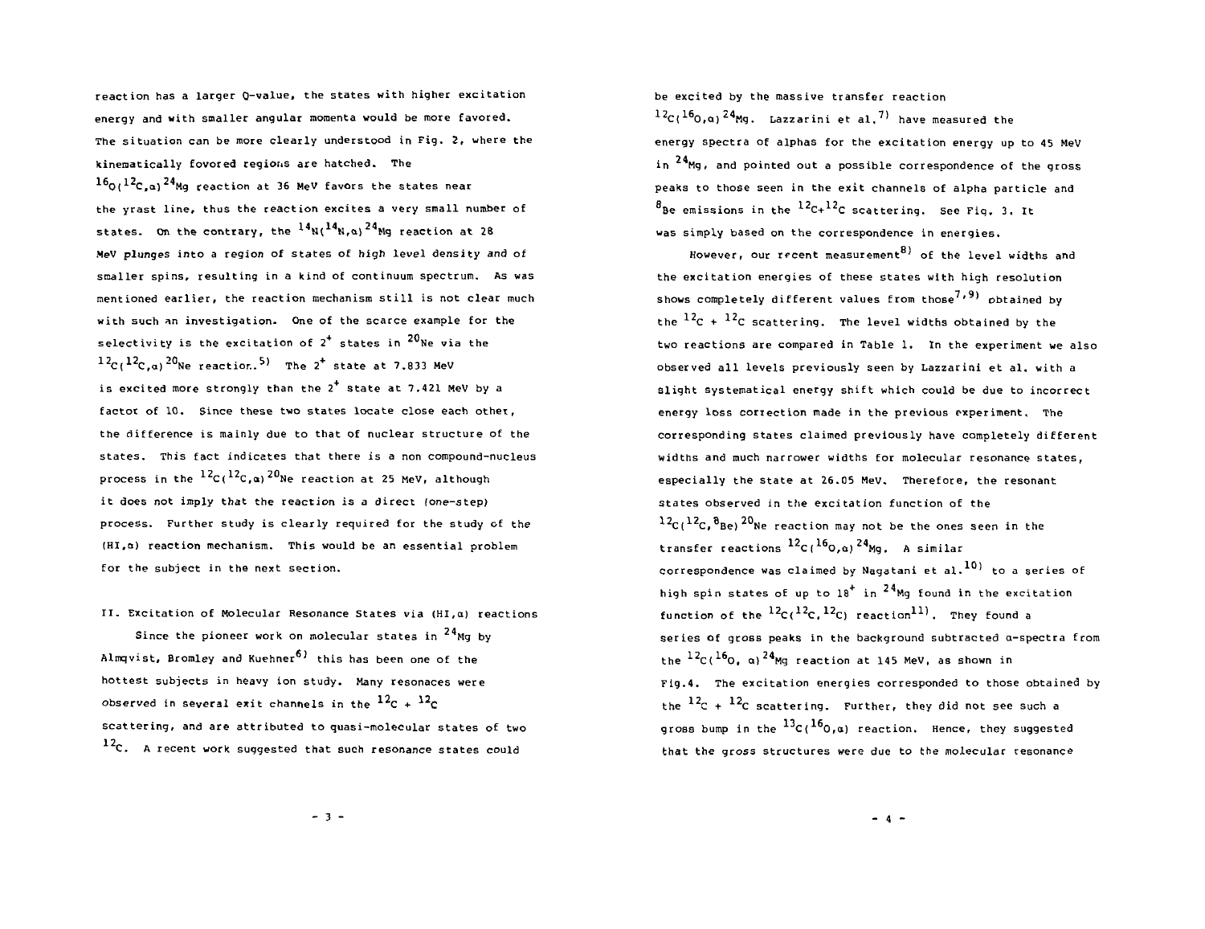reaction has a larger Q-value, the states with higher excitation energy and with smaller angular momenta would be more favored. The situation can be more clearly understood in Fig. 2, where the kinematically fovored regions are hatched. The $^{16}O(^{12}C,\alpha)^{24}Mg$ reaction at 36 MeV favors the states near the yrast line, thus the reaction excites a very small number of states. On the contrary, the $^{14}N(^{14}N,\alpha)^{24}Mg$ reaction at 28 MeV plunges into a region of states of high level density and of smaller spins, resulting in a kind of continuum spectrum. As was mentioned earlier, the reaction mechanism still is not clear much with such an investigation. One of the scarce example for the selectivity is the excitation of $2^+$ states in $^{20}Ne$ via the $^{12}C(^{12}C,\alpha)^{20}Ne$ reaction.[5] The $2^+$ state at 7.833 MeV is excited more strongly than the $2^+$ state at 7.421 MeV by a factor of 10. Since these two states locate close each other, the difference is mainly due to that of nuclear structure of the states. This fact indicates that there is a non compound-nucleus process in the $^{12}C(^{12}C,\alpha)^{20}Ne$ reaction at 25 MeV, although it does not imply that the reaction is a direct (one-step) process. Further study is clearly required for the study of the (HI,α) reaction mechanism. This would be an essential problem for the subject in the next section.

## II. Excitation of Molecular Resonance States via (HI,α) reactions

Since the pioneer work on molecular states in $^{24}Mg$ by Almqvist, Bromley and Kuehner[6] this has been one of the hottest subjects in heavy ion study. Many resonaces were observed in several exit channels in the $^{12}C + {}^{12}C$ scattering, and are attributed to quasi-molecular states of two $^{12}C$. A recent work suggested that such resonance states could be excited by the massive transfer reaction $^{12}C(^{16}O,\alpha)^{24}Mg$. Lazzarini et al.[7] have measured the energy spectra of alphas for the excitation energy up to 45 MeV in $^{24}Mg$, and pointed out a possible correspondence of the gross peaks to those seen in the exit channels of alpha particle and $^{8}Be$ emissions in the $^{12}C+{}^{12}C$ scattering. See Fig. 3. It was simply based on the correspondence in energies.

However, our recent measurement[8] of the level widths and the excitation energies of these states with high resolution shows completely different values from those[7,9] obtained by the $^{12}C + {}^{12}C$ scattering. The level widths obtained by the two reactions are compared in Table 1. In the experiment we also observed all levels previously seen by Lazzarini et al. with a slight systematical energy shift which could be due to incorrect energy loss correction made in the previous experiment. The corresponding states claimed previously have completely different widths and much narrower widths for molecular resonance states, especially the state at 26.05 MeV. Therefore, the resonant states observed in the excitation function of the $^{12}C(^{12}C,{}^{8}Be)^{20}Ne$ reaction may not be the ones seen in the transfer reactions $^{12}C(^{16}O,\alpha)^{24}Mg$. A similar correspondence was claimed by Nagatani et al.[10] to a series of high spin states of up to $18^+$ in $^{24}Mg$ found in the excitation function of the $^{12}C(^{12}C,{}^{12}C)$ reaction[11]. They found a series of gross peaks in the background subtracted α-spectra from the $^{12}C(^{16}O,\alpha)^{24}Mg$ reaction at 145 MeV, as shown in Fig.4. The excitation energies corresponded to those obtained by the $^{12}C + {}^{12}C$ scattering. Further, they did not see such a gross bump in the $^{13}C(^{16}O,\alpha)$ reaction. Hence, they suggested that the gross structures were due to the molecular resonance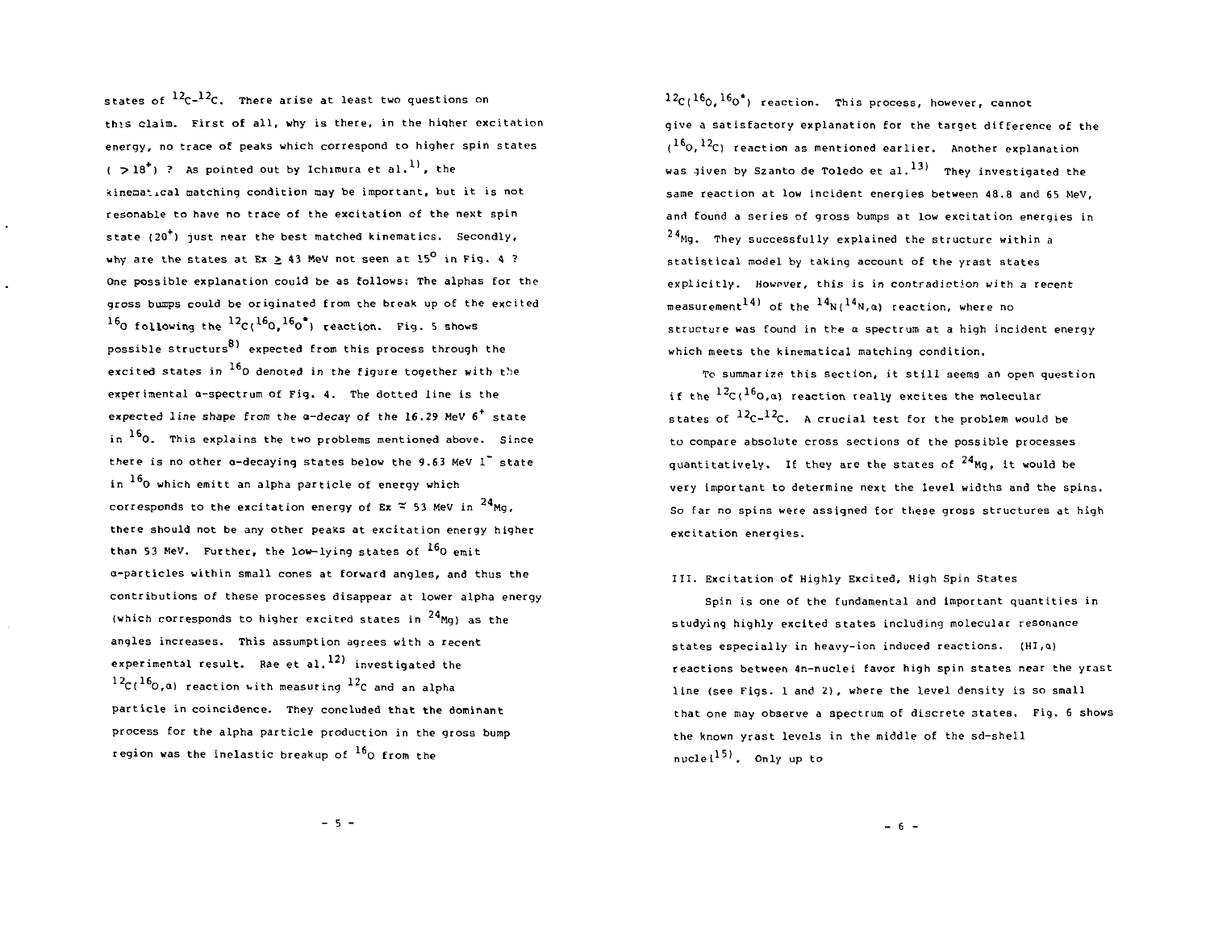states of $^{12}C$-$^{12}C$. There arise at least two questions on this claim. First of all, why is there, in the higher excitation energy, no trace of peaks which correspond to higher spin states ( $> 18^+$) ? As pointed out by Ichimura et al.[1], the kinematical matching condition may be important, but it is not resonable to have no trace of the excitation of the next spin state ($20^+$) just near the best matched kinematics. Secondly, why are the states at Ex $\geq$ 43 MeV not seen at 15° in Fig. 4 ? One possible explanation could be as follows: The alphas for the gross bumps could be originated from the break up of the excited $^{16}O$ following the $^{12}C(^{16}O,^{16}O^*)$ reaction. Fig. 5 shows possible structurs[8] expected from this process through the excited states in $^{16}O$ denoted in the figure together with the experimental α-spectrum of Fig. 4. The dotted line is the expected line shape from the α-decay of the 16.29 MeV $6^+$ state in $^{16}O$. This explains the two problems mentioned above. Since there is no other α-decaying states below the 9.63 MeV $1^-$ state in $^{16}O$ which emitt an alpha particle of energy which corresponds to the excitation energy of Ex $\simeq$ 53 MeV in $^{24}Mg$, there should not be any other peaks at excitation energy higher than 53 MeV. Further, the low-lying states of $^{16}O$ emit α-particles within small cones at forward angles, and thus the contributions of these processes disappear at lower alpha energy (which corresponds to higher excited states in $^{24}Mg$) as the angles increases. This assumption agrees with a recent experimental result. Rae et al.[12] investigated the $^{12}C(^{16}O,\alpha)$ reaction with measuring $^{12}C$ and an alpha particle in coincidence. They concluded that the dominant process for the alpha particle production in the gross bump region was the inelastic breakup of $^{16}O$ from the $^{12}C(^{16}O,^{16}O^*)$ reaction. This process, however, cannot give a satisfactory explanation for the target difference of the ($^{16}O,^{12}C$) reaction as mentioned earlier. Another explanation was given by Szanto de Toledo et al.[13] They investigated the same reaction at low incident energies between 48.8 and 65 MeV, and found a series of gross bumps at low excitation energies in $^{24}Mg$. They successfully explained the structure within a statistical model by taking account of the yrast states explicitly. However, this is in contradiction with a recent measurement[14] of the $^{14}N(^{14}N,\alpha)$ reaction, where no structure was found in the α spectrum at a high incident energy which meets the kinematical matching condition.

To summarize this section, it still seems an open question if the $^{12}C(^{16}O,\alpha)$ reaction really excites the molecular states of $^{12}C$-$^{12}C$. A crucial test for the problem would be to compare absolute cross sections of the possible processes quantitatively. If they are the states of $^{24}Mg$, it would be very important to determine next the level widths and the spins. So far no spins were assigned for these gross structures at high excitation energies.

## III. Excitation of Highly Excited, High Spin States

Spin is one of the fundamental and important quantities in studying highly excited states including molecular resonance states especially in heavy-ion induced reactions. (HI,α) reactions between 4n-nuclei favor high spin states near the yrast line (see Figs. 1 and 2), where the level density is so small that one may observe a spectrum of discrete states. Fig. 6 shows the known yrast levels in the middle of the sd-shell nuclei[15]. Only up to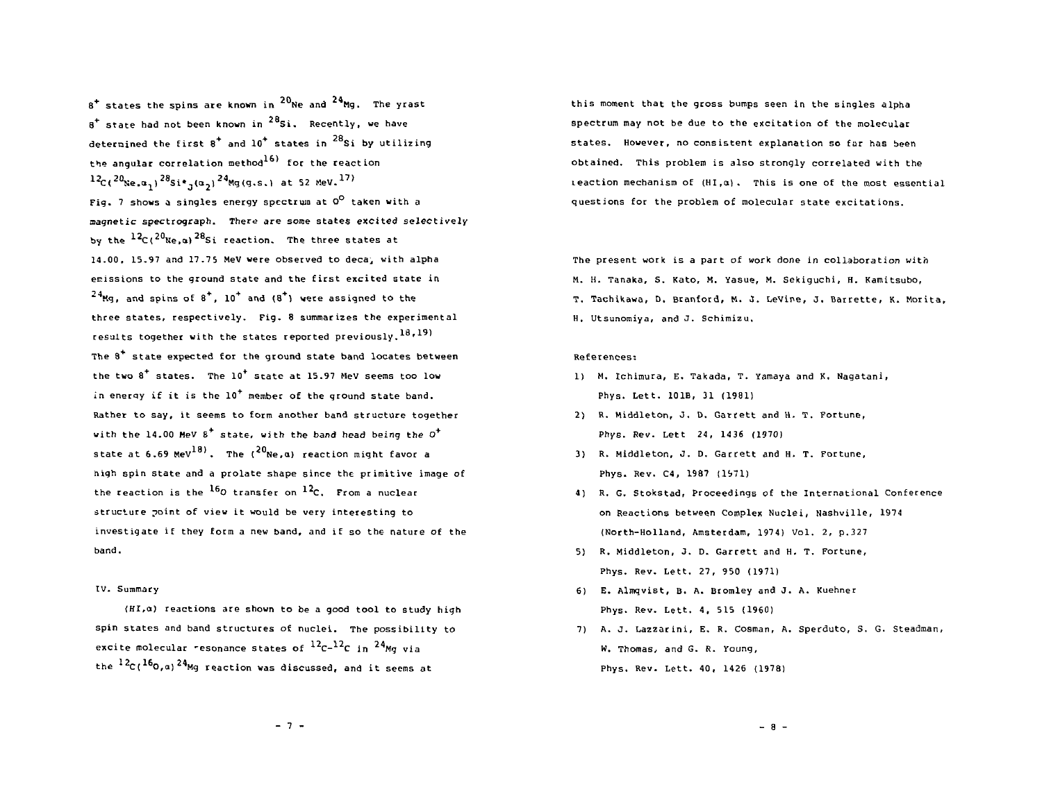$8^+$ states the spins are known in $^{20}Ne$ and $^{24}Mg$. The yrast $8^+$ state had not been known in $^{28}Si$. Recently, we have determined the first $8^+$ and $10^+$ states in $^{28}Si$ by utilizing the angular correlation method[16] for the reaction $^{12}C(^{20}Ne,\alpha_1)^{28}Si^*{}_J(\alpha_2)^{24}Mg(g.s.)$ at 52 MeV.[17] Fig. 7 shows a singles energy spectrum at $0^o$ taken with a magnetic spectrograph. There are some states excited selectively by the $^{12}C(^{20}Ne,\alpha)^{28}Si$ reaction. The three states at 14.00, 15.97 and 17.75 MeV were observed to decay with alpha emissions to the ground state and the first excited state in $^{24}Mg$, and spins of $8^+$, $10^+$ and $(8^+)$ were assigned to the three states, respectively. Fig. 8 summarizes the experimental results together with the states reported previously.[18,19] The $8^+$ state expected for the ground state band locates between the two $8^+$ states. The $10^+$ state at 15.97 MeV seems too low in energy if it is the $10^+$ member of the ground state band. Rather to say, it seems to form another band structure together with the 14.00 MeV $8^+$ state, with the band head being the $0^+$ state at 6.69 MeV[18]. The $(^{20}Ne,\alpha)$ reaction might favor a high spin state and a prolate shape since the primitive image of the reaction is the $^{16}O$ transfer on $^{12}C$. From a nuclear structure point of view it would be very interesting to investigate if they form a new band, and if so the nature of the band.

## IV. Summary

$(HI,\alpha)$ reactions are shown to be a good tool to study high spin states and band structures of nuclei. The possibility to excite molecular resonance states of $^{12}C$-$^{12}C$ in $^{24}Mg$ via the $^{12}C(^{16}O,\alpha)^{24}Mg$ reaction was discussed, and it seems at this moment that the gross bumps seen in the singles alpha spectrum may not be due to the excitation of the molecular states. However, no consistent explanation so far has been obtained. This problem is also strongly correlated with the reaction mechanism of $(HI,\alpha)$. This is one of the most essential questions for the problem of molecular state excitations.

The present work is a part of work done in collaboration with M. H. Tanaka, S. Kato, M. Yasue, M. Sekiguchi, H. Kamitsubo, T. Tachikawa, D. Branford, M. J. LeVine, J. Barrette, K. Morita, H. Utsunomiya, and J. Schimizu.

References:

1) M. Ichimura, E. Takada, T. Yamaya and K. Nagatani, Phys. Lett. 101B, 31 (1981)
2) R. Middleton, J. D. Garrett and H. T. Fortune, Phys. Rev. Lett 24, 1436 (1970)
3) R. Middleton, J. D. Garrett and H. T. Fortune, Phys. Rev. C4, 1987 (1971)
4) R. G. Stokstad, Proceedings of the International Conference on Reactions between Complex Nuclei, Nashville, 1974 (North-Holland, Amsterdam, 1974) Vol. 2, p.327
5) R. Middleton, J. D. Garrett and H. T. Fortune, Phys. Rev. Lett. 27, 950 (1971)
6) E. Almqvist, B. A. Bromley and J. A. Kuehner Phys. Rev. Lett. 4, 515 (1960)
7) A. J. Lazzarini, E. R. Cosman, A. Sperduto, S. G. Steadman, W. Thomas, and G. R. Young, Phys. Rev. Lett. 40, 1426 (1978)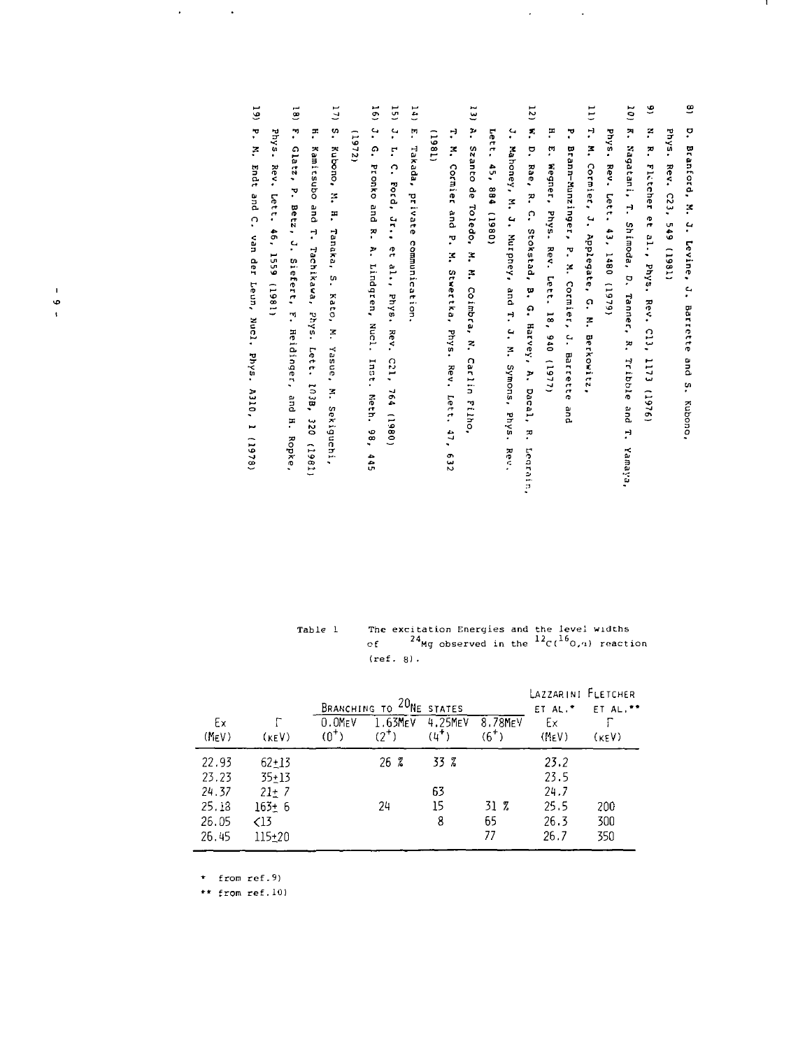8) D. Branford, M. J. Levine, J. Barrette and S. Kubono, Phys. Rev. C23, 549 (1981)

9) N. R. Fletcher et al., Phys. Rev. C13, 1173 (1976)

10) K. Nagatani, T. Shimoda, D. Tanner, R. Tribble and T. Yamaya, Phys. Rev. Lett. 43, 1480 (1979)

11) T. M. Cormier, J. Applegate, G. M. Berkowitz, P. Braun-Munzinger, P. M. Cormier, J. Barrette and H. E. Wegner, Phys. Rev. Lett. 18, 940 (1977)

12) W. D. Rae, R. G. Stokstad, B. G. Harvey, A. Dacal, R. Legrain, J. Mahoney, M. J. Murphey, and T. J. M. Symons, Phys. Rev. Lett. 45, 884 (1980)

13) A. Szanto de Toledo, M. M. Coimbra, N. Carlin Filho, T. M. Cormier and P. M. Stwertka, Phys. Rev. Lett. 47, 632 (1981)

14) E. Takada, private communication.

15) J. L. C. Ford, Jr., et al., Phys. Rev. C21, 764 (1980)

16) J. G. Pronko and R. A. Lindgren, Nucl. Inst. Meth. 98, 445 (1972)

17) S. Kubono, M. H. Tanaka, S. Kato, M. Yasue, M. Sekiguchi, H. Kamitsubo and T. Tachikawa, Phys. Lett. 103B, 320 (1981)

18) F. Glatz, P. Betz, J. Siefert, F. Heidinger, and H. Ropke, Phys. Rev. Lett. 46, 1559 (1981)

19) P. M. Endt and C. van der Leun, Nucl. Phys. A310, 1 (1978)

Table 1 The excitation Energies and the level widths of $^{24}Mg$ observed in the $^{12}C(^{16}O,\alpha)$ reaction (ref. 8).

| Ex (MeV) | Γ (keV) | Branching to $^{20}Ne$ states: 0.0MeV ($0^+$) | 1.63MeV ($2^+$) | 4.25MeV ($4^+$) | 8.78MeV ($6^+$) | Lazzarini et al.* Ex (MeV) | Fletcher et al.** Γ (keV) |
|---|---|---|---|---|---|---|---|
| 22.93 | 62±13 | | 26 % | 33 % | | 23.2 | |
| 23.23 | 35±13 | | | | | 23.5 | |
| 24.37 | 21± 7 | | | 63 | | 24.7 | |
| 25.18 | 163± 6 | | 24 | 15 | 31 % | 25.5 | 200 |
| 26.05 | <13 | | | 8 | 65 | 26.3 | 300 |
| 26.45 | 115±20 | | | | 77 | 26.7 | 350 |

\* from ref.9)

\*\* from ref.10)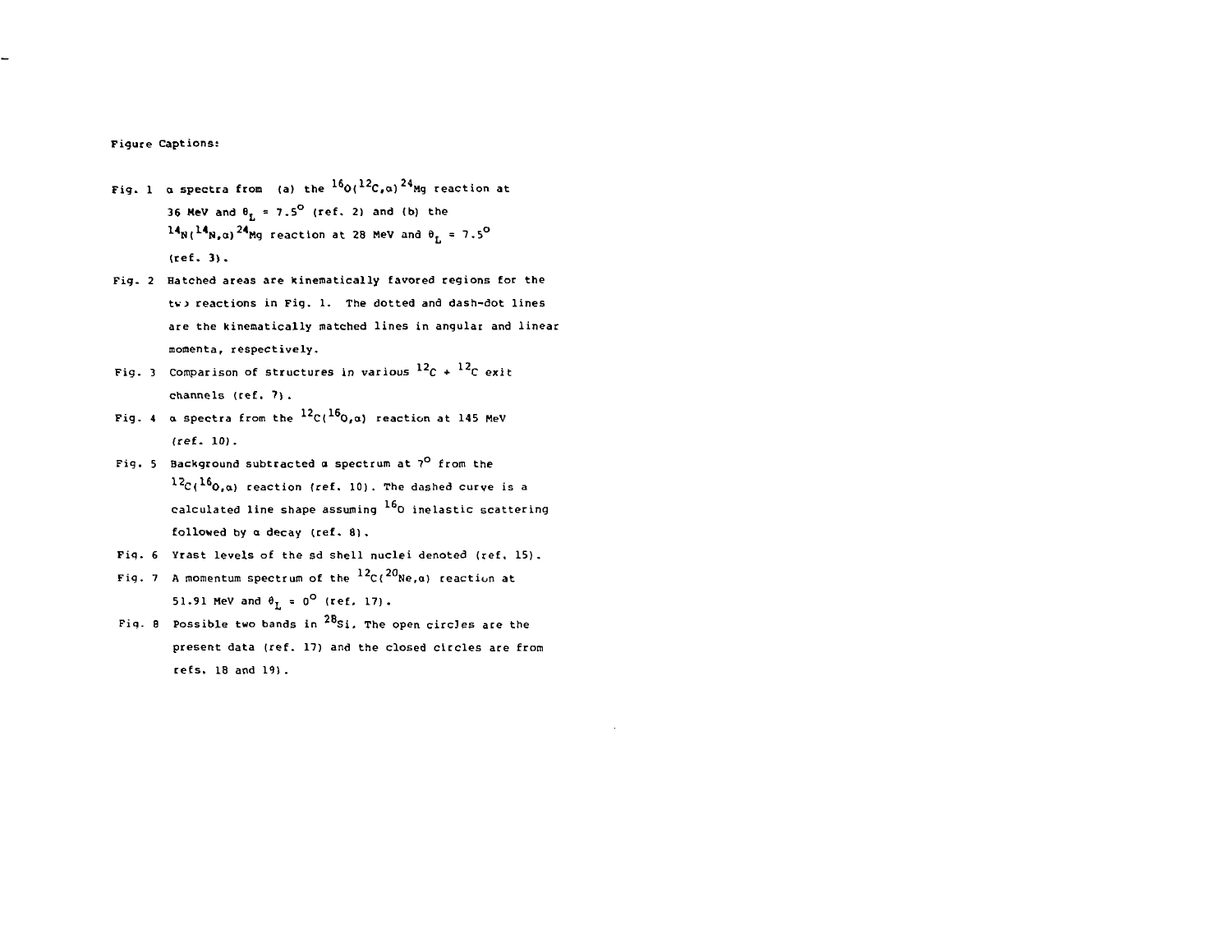Figure Captions:

Fig. 1 α spectra from (a) the $^{16}O(^{12}C,\alpha)^{24}Mg$ reaction at 36 MeV and $\theta_L = 7.5^o$ (ref. 2) and (b) the $^{14}N(^{14}N,\alpha)^{24}Mg$ reaction at 28 MeV and $\theta_L = 7.5^o$ (ref. 3).

Fig. 2 Hatched areas are kinematically favored regions for the two reactions in Fig. 1. The dotted and dash-dot lines are the kinematically matched lines in angular and linear momenta, respectively.

Fig. 3 Comparison of structures in various $^{12}C + ^{12}C$ exit channels (ref. 7).

Fig. 4 α spectra from the $^{12}C(^{16}O,\alpha)$ reaction at 145 MeV (ref. 10).

Fig. 5 Background subtracted α spectrum at $7^o$ from the $^{12}C(^{16}O,\alpha)$ reaction (ref. 10). The dashed curve is a calculated line shape assuming $^{16}O$ inelastic scattering followed by α decay (ref. 8).

Fig. 6 Yrast levels of the sd shell nuclei denoted (ref. 15).

Fig. 7 A momentum spectrum of the $^{12}C(^{20}Ne,\alpha)$ reaction at 51.91 MeV and $\theta_L = 0^o$ (ref. 17).

Fig. 8 Possible two bands in $^{28}Si$. The open circles are the present data (ref. 17) and the closed circles are from refs. 18 and 19).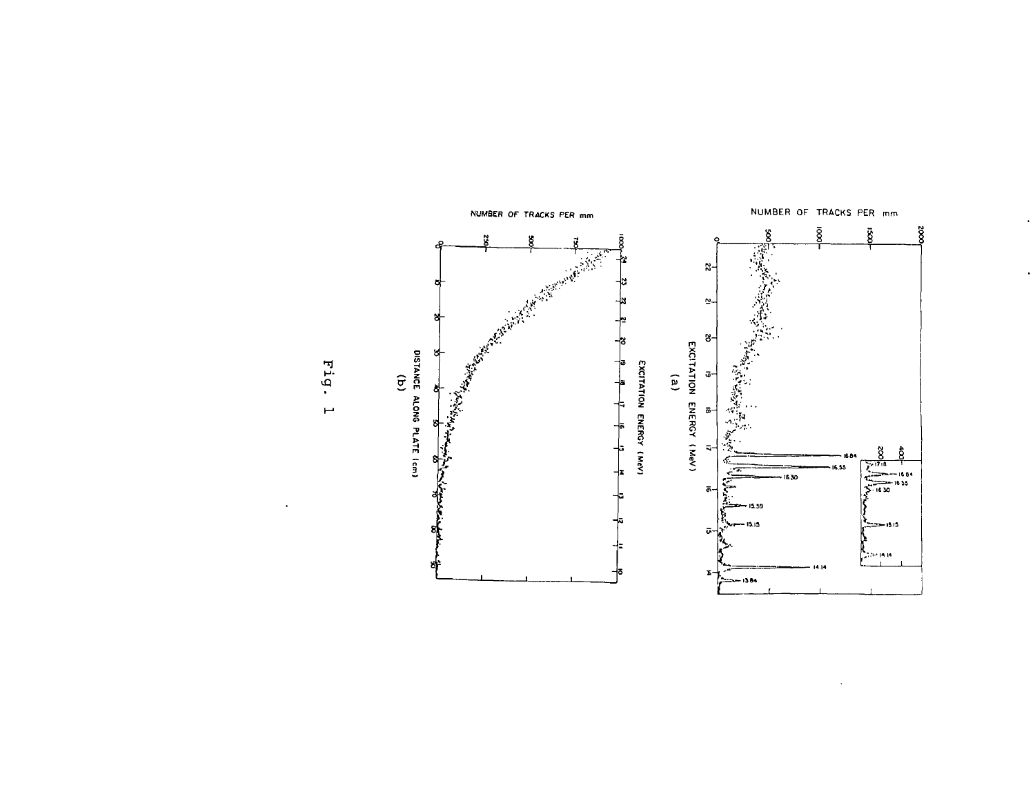Fig. 1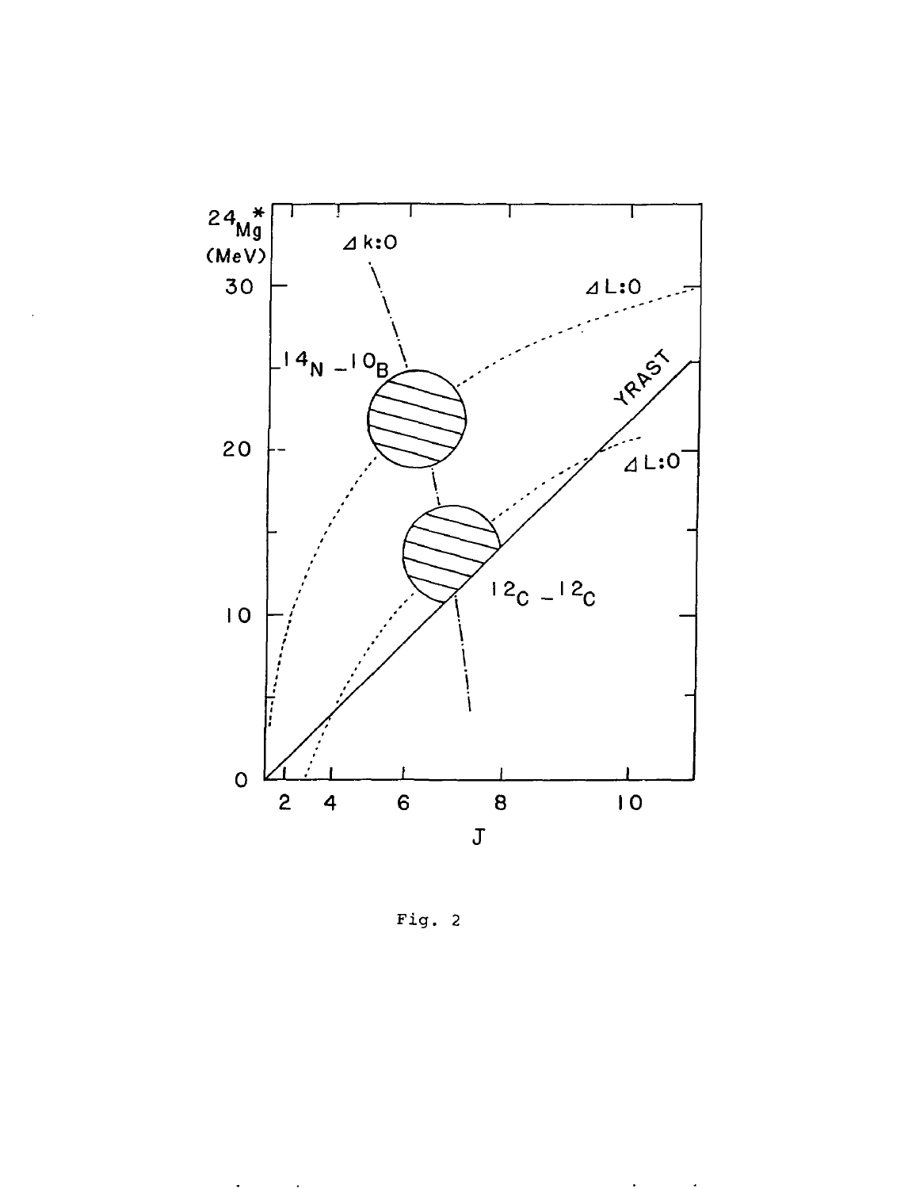Fig. 2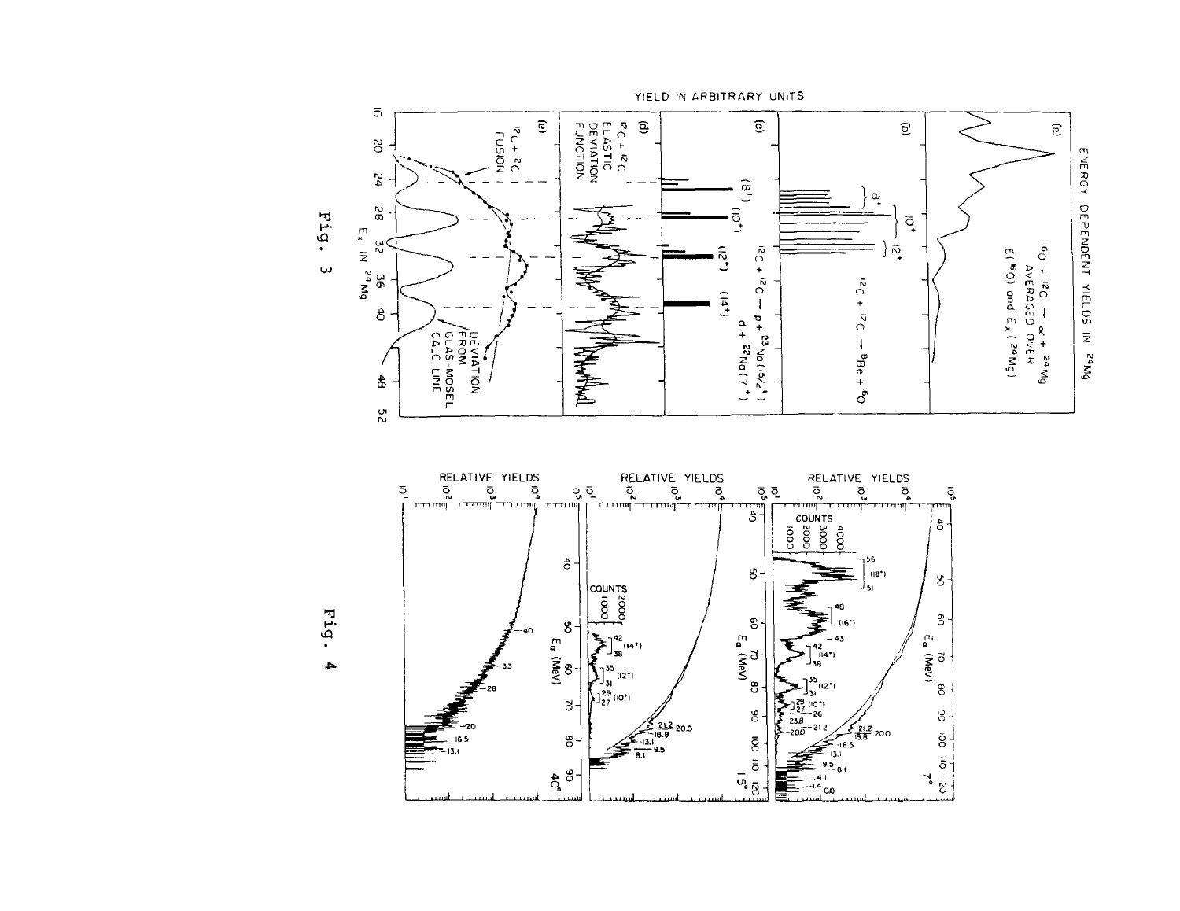Fig. 3

Fig. 4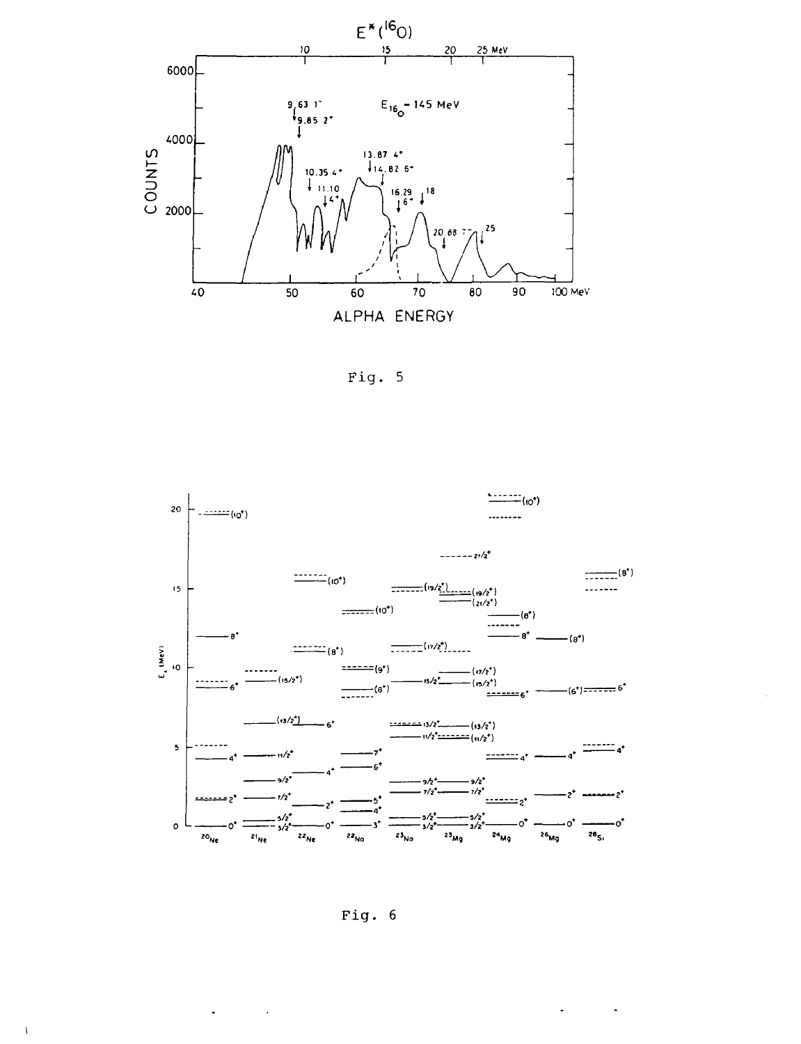Fig. 5

Fig. 6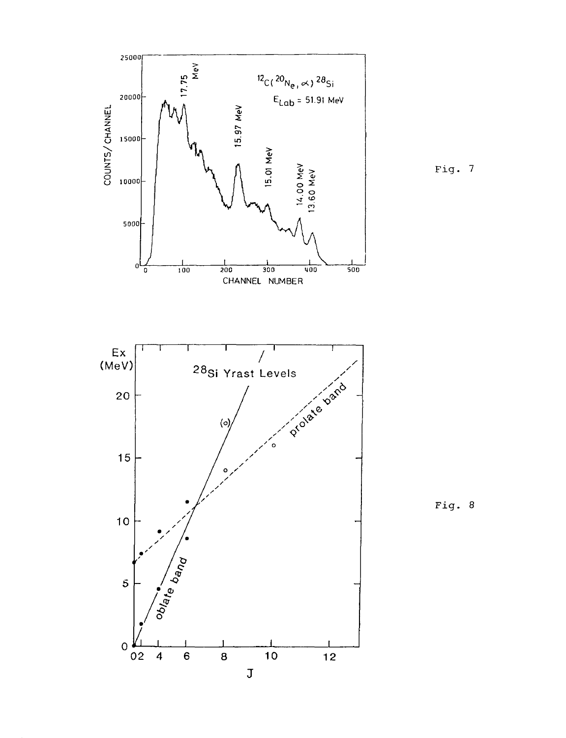$^{12}C(^{20}Ne,\alpha)^{28}Si$

$E_{Lab}$ = 51.91 MeV

17.75 MeV

15.97 MeV

15.01 MeV

14.00 MeV

13.60 MeV

COUNTS/CHANNEL

0
5000
10000
15000
20000
25000

0
100
200
300
400
500

CHANNEL NUMBER

Fig. 7

Ex (MeV)

$^{28}Si$ Yrast Levels

prolate band

oblate band

0
5
10
15
20

0 2 4 6 8 10 12

J

Fig. 8